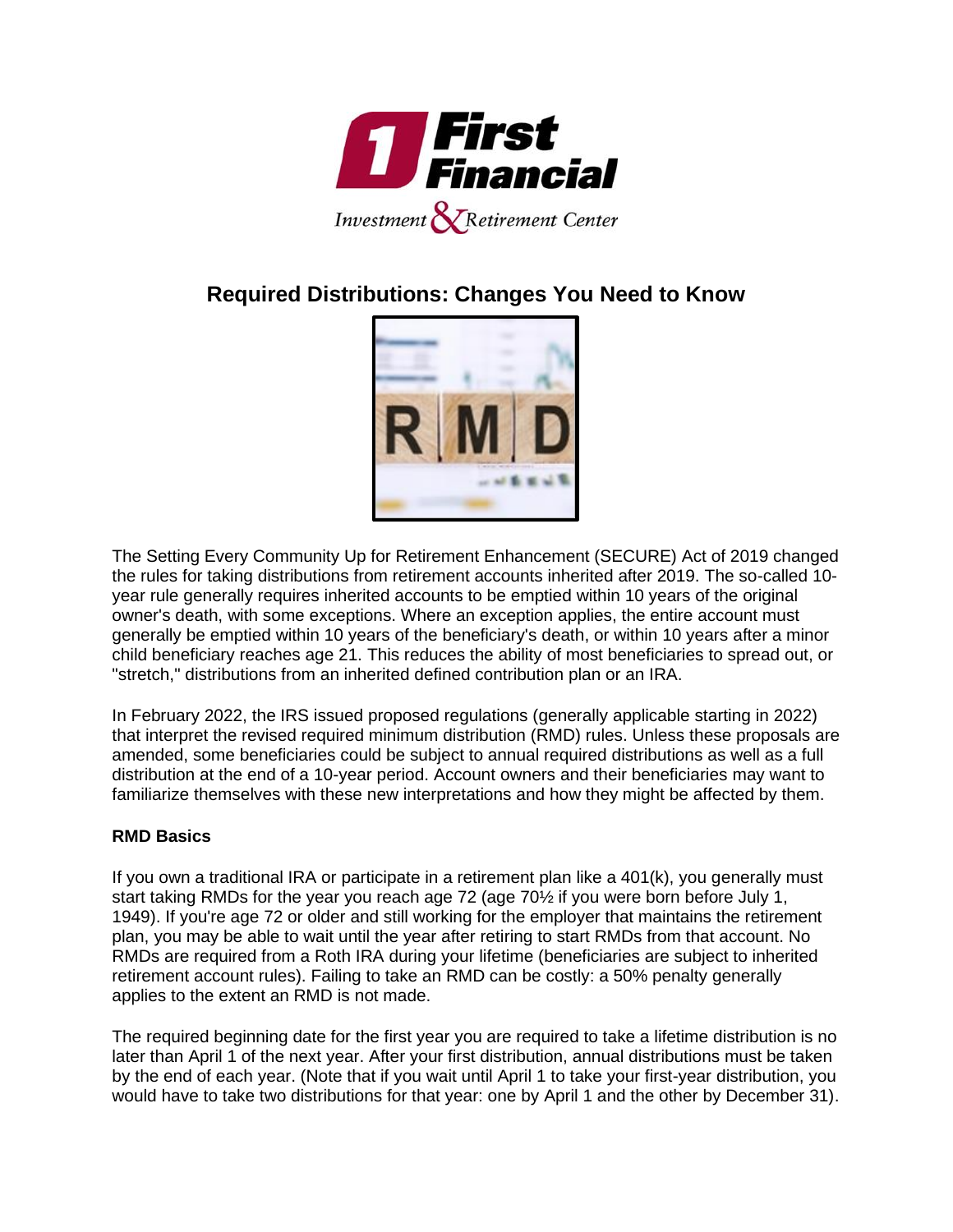# Required Distributions: Changes You Need to Know

The Setting Every Community Up for Retirement Enhancement (SECURE) Act of 2019 changed the rules for taking distributions from retirement accounts inherited after 2019. The so-called 10-year rule generally requires inherited accounts to be emptied within 10 years of the original owner's death, with some exceptions. Where an exception applies, the entire account must generally be emptied within 10 years of the beneficiary's death, or within 10 years after a minor child beneficiary reaches age 21. This reduces the ability of most beneficiaries to spread out, or "stretch," distributions from an inherited defined contribution plan or an IRA.

In February 2022, the IRS issued proposed regulations (generally applicable starting in 2022) that interpret the revised required minimum distribution (RMD) rules. Unless these proposals are amended, some beneficiaries could be subject to annual required distributions as well as a full distribution at the end of a 10-year period. Account owners and their beneficiaries may want to familiarize themselves with these new interpretations and how they might be affected by them.

**RMD Basics**

If you own a traditional IRA or participate in a retirement plan like a 401(k), you generally must start taking RMDs for the year you reach age 72 (age 70½ if you were born before July 1, 1949). If you're age 72 or older and still working for the employer that maintains the retirement plan, you may be able to wait until the year after retiring to start RMDs from that account. No RMDs are required from a Roth IRA during your lifetime (beneficiaries are subject to inherited retirement account rules). Failing to take an RMD can be costly: a 50% penalty generally applies to the extent an RMD is not made.

The required beginning date for the first year you are required to take a lifetime distribution is no later than April 1 of the next year. After your first distribution, annual distributions must be taken by the end of each year. (Note that if you wait until April 1 to take your first-year distribution, you would have to take two distributions for that year: one by April 1 and the other by December 31).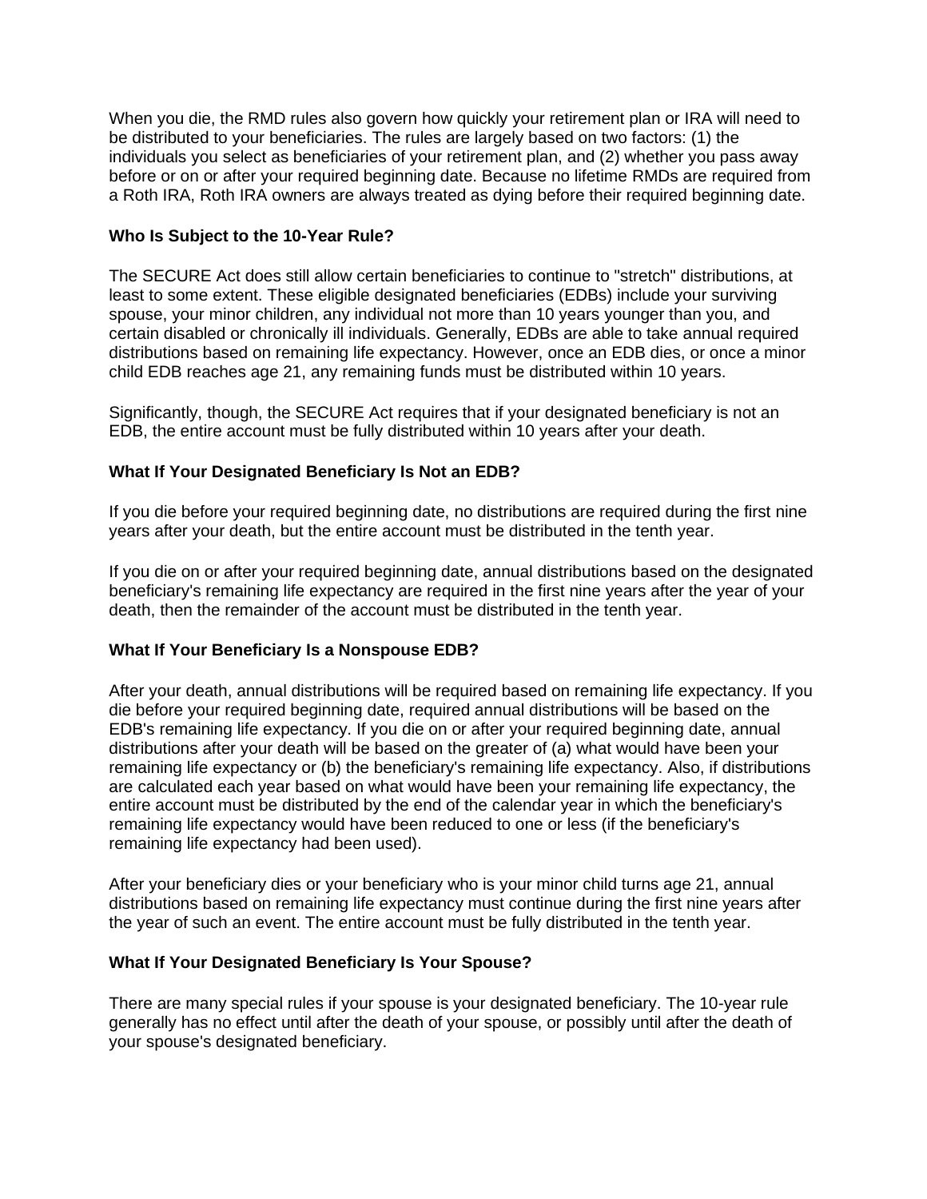When you die, the RMD rules also govern how quickly your retirement plan or IRA will need to be distributed to your beneficiaries. The rules are largely based on two factors: (1) the individuals you select as beneficiaries of your retirement plan, and (2) whether you pass away before or on or after your required beginning date. Because no lifetime RMDs are required from a Roth IRA, Roth IRA owners are always treated as dying before their required beginning date.

**Who Is Subject to the 10-Year Rule?**

The SECURE Act does still allow certain beneficiaries to continue to "stretch" distributions, at least to some extent. These eligible designated beneficiaries (EDBs) include your surviving spouse, your minor children, any individual not more than 10 years younger than you, and certain disabled or chronically ill individuals. Generally, EDBs are able to take annual required distributions based on remaining life expectancy. However, once an EDB dies, or once a minor child EDB reaches age 21, any remaining funds must be distributed within 10 years.

Significantly, though, the SECURE Act requires that if your designated beneficiary is not an EDB, the entire account must be fully distributed within 10 years after your death.

**What If Your Designated Beneficiary Is Not an EDB?**

If you die before your required beginning date, no distributions are required during the first nine years after your death, but the entire account must be distributed in the tenth year.

If you die on or after your required beginning date, annual distributions based on the designated beneficiary's remaining life expectancy are required in the first nine years after the year of your death, then the remainder of the account must be distributed in the tenth year.

**What If Your Beneficiary Is a Nonspouse EDB?**

After your death, annual distributions will be required based on remaining life expectancy. If you die before your required beginning date, required annual distributions will be based on the EDB's remaining life expectancy. If you die on or after your required beginning date, annual distributions after your death will be based on the greater of (a) what would have been your remaining life expectancy or (b) the beneficiary's remaining life expectancy. Also, if distributions are calculated each year based on what would have been your remaining life expectancy, the entire account must be distributed by the end of the calendar year in which the beneficiary's remaining life expectancy would have been reduced to one or less (if the beneficiary's remaining life expectancy had been used).

After your beneficiary dies or your beneficiary who is your minor child turns age 21, annual distributions based on remaining life expectancy must continue during the first nine years after the year of such an event. The entire account must be fully distributed in the tenth year.

**What If Your Designated Beneficiary Is Your Spouse?**

There are many special rules if your spouse is your designated beneficiary. The 10-year rule generally has no effect until after the death of your spouse, or possibly until after the death of your spouse's designated beneficiary.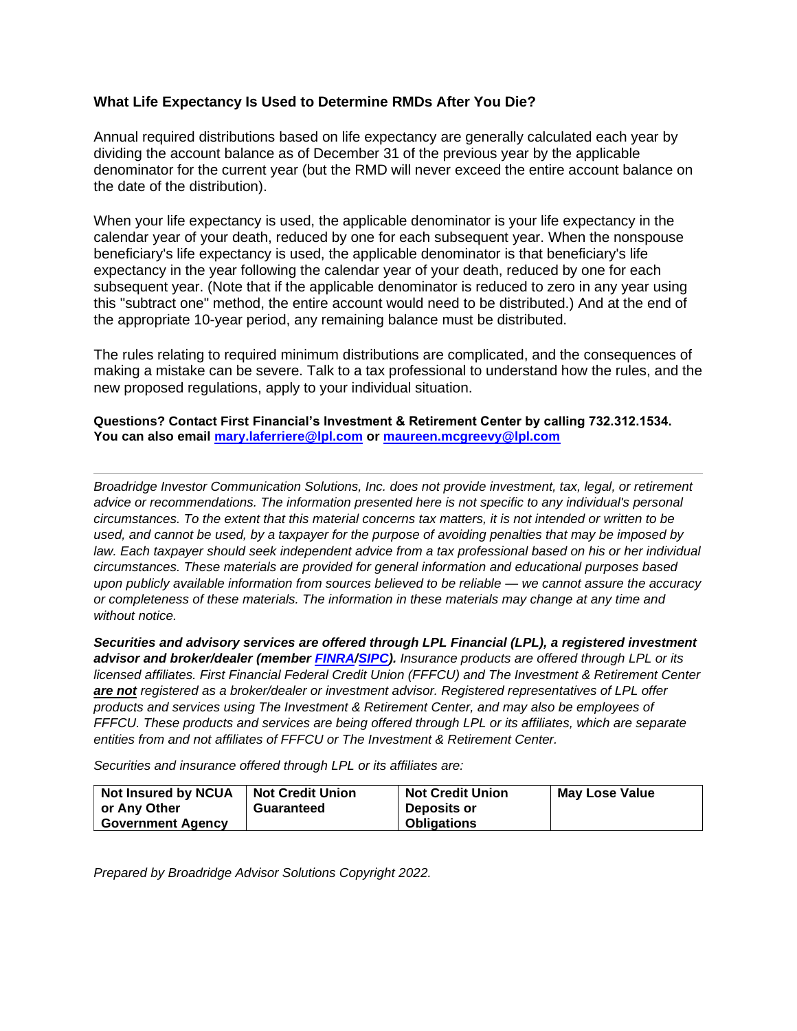### What Life Expectancy Is Used to Determine RMDs After You Die?

Annual required distributions based on life expectancy are generally calculated each year by dividing the account balance as of December 31 of the previous year by the applicable denominator for the current year (but the RMD will never exceed the entire account balance on the date of the distribution).

When your life expectancy is used, the applicable denominator is your life expectancy in the calendar year of your death, reduced by one for each subsequent year. When the nonspouse beneficiary's life expectancy is used, the applicable denominator is that beneficiary's life expectancy in the year following the calendar year of your death, reduced by one for each subsequent year. (Note that if the applicable denominator is reduced to zero in any year using this "subtract one" method, the entire account would need to be distributed.) And at the end of the appropriate 10-year period, any remaining balance must be distributed.

The rules relating to required minimum distributions are complicated, and the consequences of making a mistake can be severe. Talk to a tax professional to understand how the rules, and the new proposed regulations, apply to your individual situation.

**Questions? Contact First Financial's Investment & Retirement Center by calling 732.312.1534. You can also email [mary.laferriere@lpl.com](mailto:mary.laferriere@lpl.com) or [maureen.mcgreevy@lpl.com](mailto:maureen.mcgreevy@lpl.com)**

---

*Broadridge Investor Communication Solutions, Inc. does not provide investment, tax, legal, or retirement advice or recommendations. The information presented here is not specific to any individual's personal circumstances. To the extent that this material concerns tax matters, it is not intended or written to be used, and cannot be used, by a taxpayer for the purpose of avoiding penalties that may be imposed by law. Each taxpayer should seek independent advice from a tax professional based on his or her individual circumstances. These materials are provided for general information and educational purposes based upon publicly available information from sources believed to be reliable — we cannot assure the accuracy or completeness of these materials. The information in these materials may change at any time and without notice.*

***Securities and advisory services are offered through LPL Financial (LPL), a registered investment advisor and broker/dealer (member FINRA/SIPC).*** *Insurance products are offered through LPL or its licensed affiliates. First Financial Federal Credit Union (FFFCU) and The Investment & Retirement Center **are not** registered as a broker/dealer or investment advisor. Registered representatives of LPL offer products and services using The Investment & Retirement Center, and may also be employees of FFFCU. These products and services are being offered through LPL or its affiliates, which are separate entities from and not affiliates of FFFCU or The Investment & Retirement Center.*

*Securities and insurance offered through LPL or its affiliates are:*

| | | | |
|---|---|---|---|
| **Not Insured by NCUA or Any Other Government Agency** | **Not Credit Union Guaranteed** | **Not Credit Union Deposits or Obligations** | **May Lose Value** |

*Prepared by Broadridge Advisor Solutions Copyright 2022.*